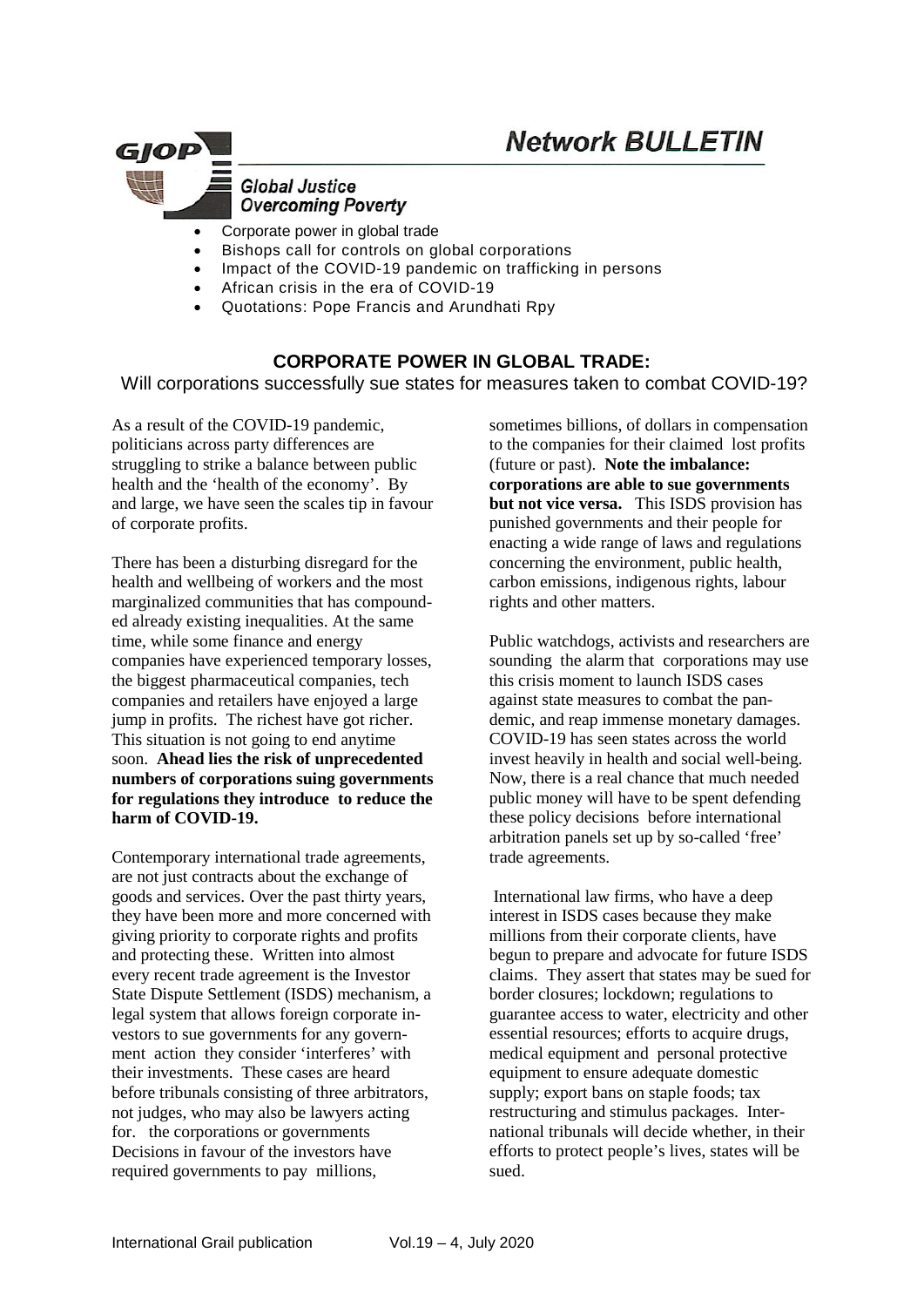# Network BULLETIN

**GJOP**
*Global Justice Overcoming Poverty*

- Corporate power in global trade
- Bishops call for controls on global corporations
- Impact of the COVID-19 pandemic on trafficking in persons
- African crisis in the era of COVID-19
- Quotations: Pope Francis and Arundhati Rpy

## CORPORATE POWER IN GLOBAL TRADE:

Will corporations successfully sue states for measures taken to combat COVID-19?

As a result of the COVID-19 pandemic, politicians across party differences are struggling to strike a balance between public health and the 'health of the economy'. By and large, we have seen the scales tip in favour of corporate profits.

There has been a disturbing disregard for the health and wellbeing of workers and the most marginalized communities that has compounded already existing inequalities. At the same time, while some finance and energy companies have experienced temporary losses, the biggest pharmaceutical companies, tech companies and retailers have enjoyed a large jump in profits. The richest have got richer. This situation is not going to end anytime soon. **Ahead lies the risk of unprecedented numbers of corporations suing governments for regulations they introduce to reduce the harm of COVID-19.**

Contemporary international trade agreements, are not just contracts about the exchange of goods and services. Over the past thirty years, they have been more and more concerned with giving priority to corporate rights and profits and protecting these. Written into almost every recent trade agreement is the Investor State Dispute Settlement (ISDS) mechanism, a legal system that allows foreign corporate investors to sue governments for any government action they consider 'interferes' with their investments. These cases are heard before tribunals consisting of three arbitrators, not judges, who may also be lawyers acting for. the corporations or governments Decisions in favour of the investors have required governments to pay millions, sometimes billions, of dollars in compensation to the companies for their claimed lost profits (future or past). **Note the imbalance: corporations are able to sue governments but not vice versa.** This ISDS provision has punished governments and their people for enacting a wide range of laws and regulations concerning the environment, public health, carbon emissions, indigenous rights, labour rights and other matters.

Public watchdogs, activists and researchers are sounding the alarm that corporations may use this crisis moment to launch ISDS cases against state measures to combat the pandemic, and reap immense monetary damages. COVID-19 has seen states across the world invest heavily in health and social well-being. Now, there is a real chance that much needed public money will have to be spent defending these policy decisions before international arbitration panels set up by so-called 'free' trade agreements.

International law firms, who have a deep interest in ISDS cases because they make millions from their corporate clients, have begun to prepare and advocate for future ISDS claims. They assert that states may be sued for border closures; lockdown; regulations to guarantee access to water, electricity and other essential resources; efforts to acquire drugs, medical equipment and personal protective equipment to ensure adequate domestic supply; export bans on staple foods; tax restructuring and stimulus packages. International tribunals will decide whether, in their efforts to protect people's lives, states will be sued.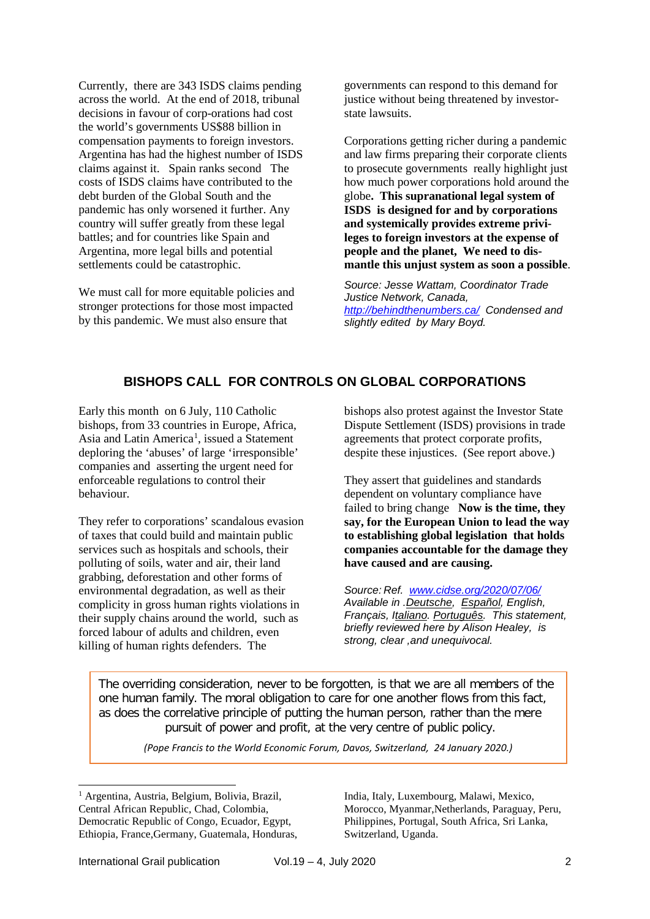Currently, there are 343 ISDS claims pending across the world. At the end of 2018, tribunal decisions in favour of corp-orations had cost the world's governments US$88 billion in compensation payments to foreign investors. Argentina has had the highest number of ISDS claims against it. Spain ranks second The costs of ISDS claims have contributed to the debt burden of the Global South and the pandemic has only worsened it further. Any country will suffer greatly from these legal battles; and for countries like Spain and Argentina, more legal bills and potential settlements could be catastrophic.

We must call for more equitable policies and stronger protections for those most impacted by this pandemic. We must also ensure that governments can respond to this demand for justice without being threatened by investor-state lawsuits.

Corporations getting richer during a pandemic and law firms preparing their corporate clients to prosecute governments really highlight just how much power corporations hold around the globe**. This supranational legal system of ISDS is designed for and by corporations and systemically provides extreme privi-leges to foreign investors at the expense of people and the planet, We need to dis-mantle this unjust system as soon a possible**.

*Source: Jesse Wattam, Coordinator Trade Justice Network, Canada, http://behindthenumbers.ca/ Condensed and slightly edited by Mary Boyd.*

## BISHOPS CALL FOR CONTROLS ON GLOBAL CORPORATIONS

Early this month on 6 July, 110 Catholic bishops, from 33 countries in Europe, Africa, Asia and Latin America[1], issued a Statement deploring the 'abuses' of large 'irresponsible' companies and asserting the urgent need for enforceable regulations to control their behaviour.

They refer to corporations' scandalous evasion of taxes that could build and maintain public services such as hospitals and schools, their polluting of soils, water and air, their land grabbing, deforestation and other forms of environmental degradation, as well as their complicity in gross human rights violations in their supply chains around the world, such as forced labour of adults and children, even killing of human rights defenders. The bishops also protest against the Investor State Dispute Settlement (ISDS) provisions in trade agreements that protect corporate profits, despite these injustices. (See report above.)

They assert that guidelines and standards dependent on voluntary compliance have failed to bring change **Now is the time, they say, for the European Union to lead the way to establishing global legislation that holds companies accountable for the damage they have caused and are causing.**

*Source: Ref. www.cidse.org/2020/07/06/ Available in .Deutsche, Español, English, Français, Italiano, Português. This statement, briefly reviewed here by Alison Healey, is strong, clear ,and unequivocal.*

> The overriding consideration, never to be forgotten, is that we are all members of the one human family. The moral obligation to care for one another flows from this fact, as does the correlative principle of putting the human person, rather than the mere pursuit of power and profit, at the very centre of public policy.
>
> *(Pope Francis to the World Economic Forum, Davos, Switzerland, 24 January 2020.)*

---

[1] Argentina, Austria, Belgium, Bolivia, Brazil, Central African Republic, Chad, Colombia, Democratic Republic of Congo, Ecuador, Egypt, Ethiopia, France,Germany, Guatemala, Honduras, India, Italy, Luxembourg, Malawi, Mexico, Morocco, Myanmar,Netherlands, Paraguay, Peru, Philippines, Portugal, South Africa, Sri Lanka, Switzerland, Uganda.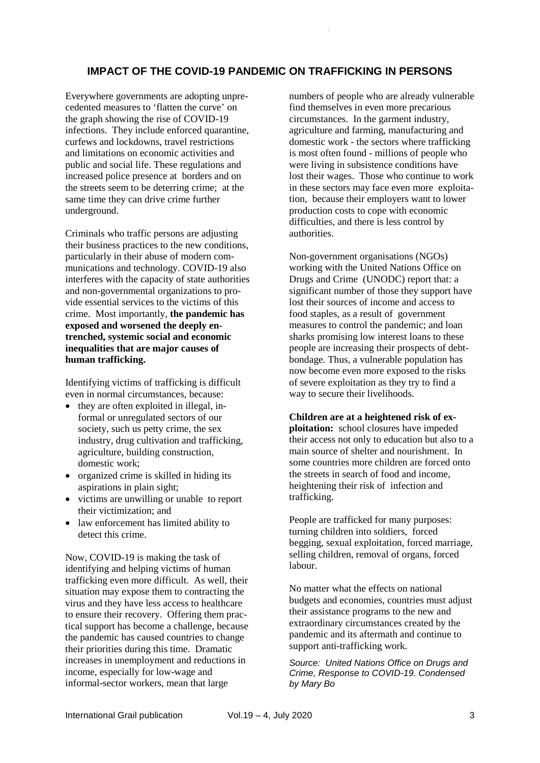## IMPACT OF THE COVID-19 PANDEMIC ON TRAFFICKING IN PERSONS

Everywhere governments are adopting unprecedented measures to 'flatten the curve' on the graph showing the rise of COVID-19 infections. They include enforced quarantine, curfews and lockdowns, travel restrictions and limitations on economic activities and public and social life. These regulations and increased police presence at borders and on the streets seem to be deterring crime; at the same time they can drive crime further underground.

Criminals who traffic persons are adjusting their business practices to the new conditions, particularly in their abuse of modern communications and technology. COVID-19 also interferes with the capacity of state authorities and non-governmental organizations to provide essential services to the victims of this crime. Most importantly, **the pandemic has exposed and worsened the deeply entrenched, systemic social and economic inequalities that are major causes of human trafficking.**

Identifying victims of trafficking is difficult even in normal circumstances, because:

- they are often exploited in illegal, informal or unregulated sectors of our society, such us petty crime, the sex industry, drug cultivation and trafficking, agriculture, building construction, domestic work;
- organized crime is skilled in hiding its aspirations in plain sight;
- victims are unwilling or unable to report their victimization; and
- law enforcement has limited ability to detect this crime.

Now, COVID-19 is making the task of identifying and helping victims of human trafficking even more difficult. As well, their situation may expose them to contracting the virus and they have less access to healthcare to ensure their recovery. Offering them practical support has become a challenge, because the pandemic has caused countries to change their priorities during this time. Dramatic increases in unemployment and reductions in income, especially for low-wage and informal-sector workers, mean that large numbers of people who are already vulnerable find themselves in even more precarious circumstances. In the garment industry, agriculture and farming, manufacturing and domestic work - the sectors where trafficking is most often found - millions of people who were living in subsistence conditions have lost their wages. Those who continue to work in these sectors may face even more exploitation, because their employers want to lower production costs to cope with economic difficulties, and there is less control by authorities.

Non-government organisations (NGOs) working with the United Nations Office on Drugs and Crime (UNODC) report that: a significant number of those they support have lost their sources of income and access to food staples, as a result of government measures to control the pandemic; and loan sharks promising low interest loans to these people are increasing their prospects of debt-bondage. Thus, a vulnerable population has now become even more exposed to the risks of severe exploitation as they try to find a way to secure their livelihoods.

**Children are at a heightened risk of exploitation:** school closures have impeded their access not only to education but also to a main source of shelter and nourishment. In some countries more children are forced onto the streets in search of food and income, heightening their risk of infection and trafficking.

People are trafficked for many purposes: turning children into soldiers, forced begging, sexual exploitation, forced marriage, selling children, removal of organs, forced labour.

No matter what the effects on national budgets and economies, countries must adjust their assistance programs to the new and extraordinary circumstances created by the pandemic and its aftermath and continue to support anti-trafficking work.

*Source: United Nations Office on Drugs and Crime, Response to COVID-19. Condensed by Mary Bo*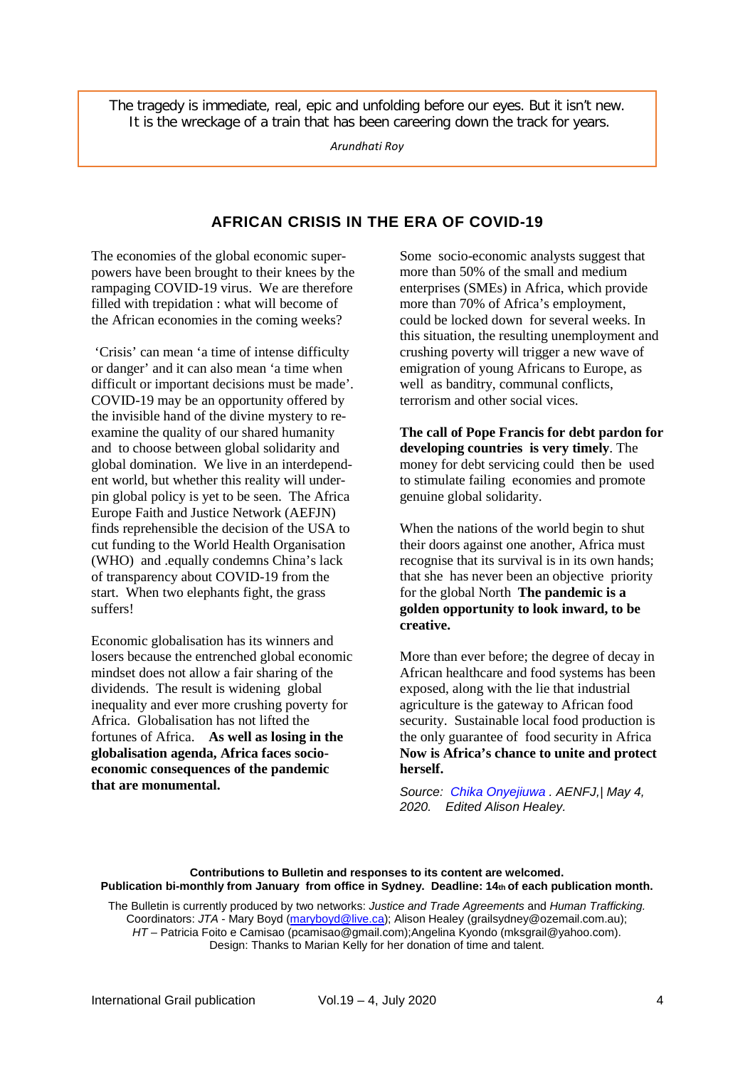> The tragedy is immediate, real, epic and unfolding before our eyes. But it isn't new. It is the wreckage of a train that has been careering down the track for years.
>
> *Arundhati Roy*

## AFRICAN CRISIS IN THE ERA OF COVID-19

The economies of the global economic super-powers have been brought to their knees by the rampaging COVID-19 virus. We are therefore filled with trepidation : what will become of the African economies in the coming weeks?

'Crisis' can mean 'a time of intense difficulty or danger' and it can also mean 'a time when difficult or important decisions must be made'. COVID-19 may be an opportunity offered by the invisible hand of the divine mystery to re-examine the quality of our shared humanity and to choose between global solidarity and global domination. We live in an interdependent world, but whether this reality will underpin global policy is yet to be seen. The Africa Europe Faith and Justice Network (AEFJN) finds reprehensible the decision of the USA to cut funding to the World Health Organisation (WHO) and .equally condemns China's lack of transparency about COVID-19 from the start. When two elephants fight, the grass suffers!

Economic globalisation has its winners and losers because the entrenched global economic mindset does not allow a fair sharing of the dividends. The result is widening global inequality and ever more crushing poverty for Africa. Globalisation has not lifted the fortunes of Africa. **As well as losing in the globalisation agenda, Africa faces socio-economic consequences of the pandemic that are monumental.**

Some socio-economic analysts suggest that more than 50% of the small and medium enterprises (SMEs) in Africa, which provide more than 70% of Africa's employment, could be locked down for several weeks. In this situation, the resulting unemployment and crushing poverty will trigger a new wave of emigration of young Africans to Europe, as well as banditry, communal conflicts, terrorism and other social vices.

**The call of Pope Francis for debt pardon for developing countries is very timely**. The money for debt servicing could then be used to stimulate failing economies and promote genuine global solidarity.

When the nations of the world begin to shut their doors against one another, Africa must recognise that its survival is in its own hands; that she has never been an objective priority for the global North **The pandemic is a golden opportunity to look inward, to be creative.**

More than ever before; the degree of decay in African healthcare and food systems has been exposed, along with the lie that industrial agriculture is the gateway to African food security. Sustainable local food production is the only guarantee of food security in Africa **Now is Africa's chance to unite and protect herself.**

*Source: Chika Onyejiuwa . AENFJ,| May 4, 2020. Edited Alison Healey.*

**Contributions to Bulletin and responses to its content are welcomed.**
**Publication bi-monthly from January from office in Sydney. Deadline: 14th of each publication month.**

The Bulletin is currently produced by two networks: *Justice and Trade Agreements* and *Human Trafficking.*
Coordinators: *JTA* - Mary Boyd (maryboyd@live.ca); Alison Healey (grailsydney@ozemail.com.au);
*HT* – Patricia Foito e Camisao (pcamisao@gmail.com);Angelina Kyondo (mksgrail@yahoo.com).
Design: Thanks to Marian Kelly for her donation of time and talent.